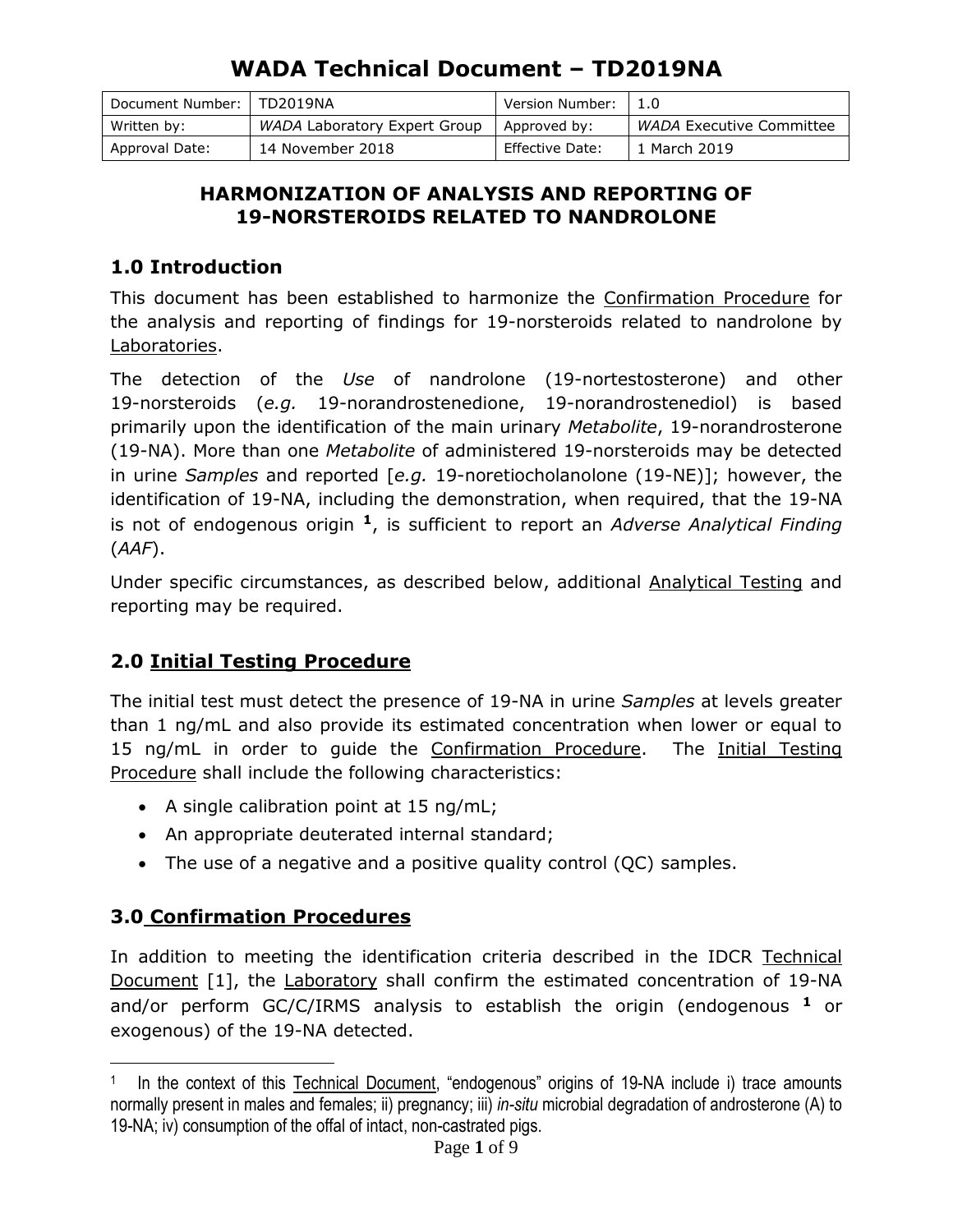# WADA Technical Document – TD2019NA

| Document Number: | TD2019NA | Version Number: | 1.0 |
|---|---|---|---|
| Written by: | *WADA* Laboratory Expert Group | Approved by: | *WADA* Executive Committee |
| Approval Date: | 14 November 2018 | Effective Date: | 1 March 2019 |

## HARMONIZATION OF ANALYSIS AND REPORTING OF 19-NORSTEROIDS RELATED TO NANDROLONE

## 1.0 Introduction

This document has been established to harmonize the Confirmation Procedure for the analysis and reporting of findings for 19-norsteroids related to nandrolone by Laboratories.

The detection of the *Use* of nandrolone (19-nortestosterone) and other 19-norsteroids (*e.g.* 19-norandrostenedione, 19-norandrostenediol) is based primarily upon the identification of the main urinary *Metabolite*, 19-norandrosterone (19-NA). More than one *Metabolite* of administered 19-norsteroids may be detected in urine *Samples* and reported [*e.g.* 19-noretiocholanolone (19-NE)]; however, the identification of 19-NA, including the demonstration, when required, that the 19-NA is not of endogenous origin [1], is sufficient to report an *Adverse Analytical Finding* (*AAF*).

Under specific circumstances, as described below, additional Analytical Testing and reporting may be required.

## 2.0 Initial Testing Procedure

The initial test must detect the presence of 19-NA in urine *Samples* at levels greater than 1 ng/mL and also provide its estimated concentration when lower or equal to 15 ng/mL in order to guide the Confirmation Procedure. The Initial Testing Procedure shall include the following characteristics:

- A single calibration point at 15 ng/mL;
- An appropriate deuterated internal standard;
- The use of a negative and a positive quality control (QC) samples.

## 3.0 Confirmation Procedures

In addition to meeting the identification criteria described in the IDCR Technical Document [1], the Laboratory shall confirm the estimated concentration of 19-NA and/or perform GC/C/IRMS analysis to establish the origin (endogenous [1] or exogenous) of the 19-NA detected.

---

[1] In the context of this Technical Document, "endogenous" origins of 19-NA include i) trace amounts normally present in males and females; ii) pregnancy; iii) *in-situ* microbial degradation of androsterone (A) to 19-NA; iv) consumption of the offal of intact, non-castrated pigs.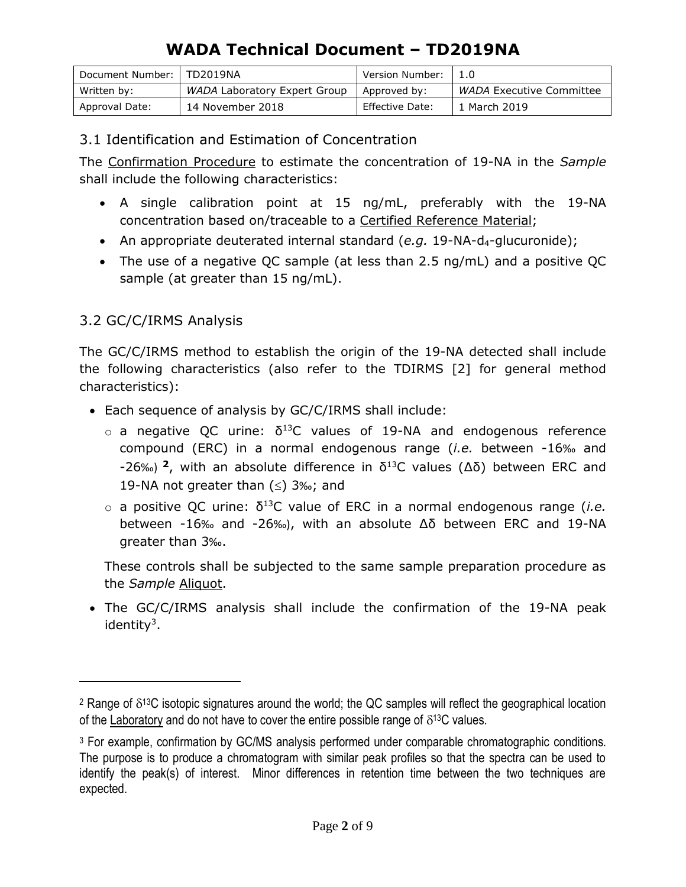### 3.1 Identification and Estimation of Concentration

The Confirmation Procedure to estimate the concentration of 19-NA in the *Sample* shall include the following characteristics:

- A single calibration point at 15 ng/mL, preferably with the 19-NA concentration based on/traceable to a Certified Reference Material;
- An appropriate deuterated internal standard (*e.g.* 19-NA-$d_4$-glucuronide);
- The use of a negative QC sample (at less than 2.5 ng/mL) and a positive QC sample (at greater than 15 ng/mL).

### 3.2 GC/C/IRMS Analysis

The GC/C/IRMS method to establish the origin of the 19-NA detected shall include the following characteristics (also refer to the TDIRMS [2] for general method characteristics):

- Each sequence of analysis by GC/C/IRMS shall include:
  - a negative QC urine: $\delta^{13}C$ values of 19-NA and endogenous reference compound (ERC) in a normal endogenous range (*i.e.* between -16‰ and -26‰) [2], with an absolute difference in $\delta^{13}C$ values ($\Delta\delta$) between ERC and 19-NA not greater than (≤) 3‰; and
  - a positive QC urine: $\delta^{13}C$ value of ERC in a normal endogenous range (*i.e.* between -16‰ and -26‰), with an absolute $\Delta\delta$ between ERC and 19-NA greater than 3‰.

  These controls shall be subjected to the same sample preparation procedure as the *Sample* Aliquot.

- The GC/C/IRMS analysis shall include the confirmation of the 19-NA peak identity[3].

---

[2] Range of $\delta^{13}C$ isotopic signatures around the world; the QC samples will reflect the geographical location of the Laboratory and do not have to cover the entire possible range of $\delta^{13}C$ values.

[3] For example, confirmation by GC/MS analysis performed under comparable chromatographic conditions. The purpose is to produce a chromatogram with similar peak profiles so that the spectra can be used to identify the peak(s) of interest. Minor differences in retention time between the two techniques are expected.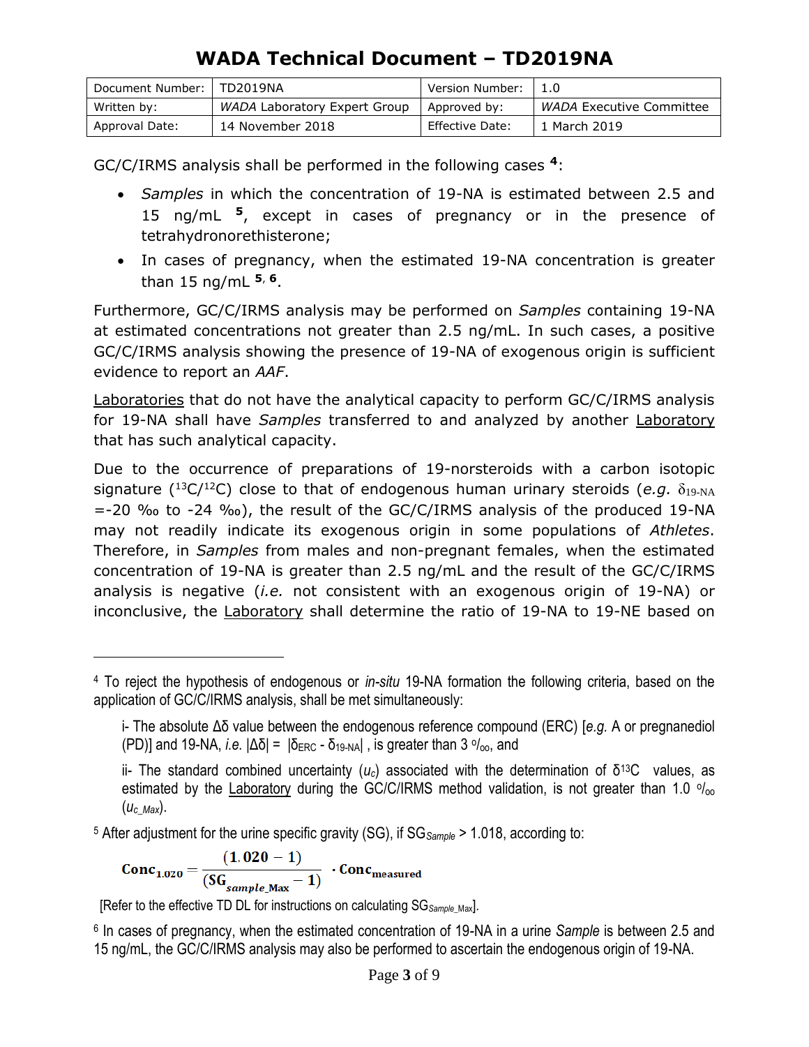GC/C/IRMS analysis shall be performed in the following cases [4]:

- *Samples* in which the concentration of 19-NA is estimated between 2.5 and 15 ng/mL [5], except in cases of pregnancy or in the presence of tetrahydronorethisterone;
- In cases of pregnancy, when the estimated 19-NA concentration is greater than 15 ng/mL [5, 6].

Furthermore, GC/C/IRMS analysis may be performed on *Samples* containing 19-NA at estimated concentrations not greater than 2.5 ng/mL. In such cases, a positive GC/C/IRMS analysis showing the presence of 19-NA of exogenous origin is sufficient evidence to report an *AAF*.

Laboratories that do not have the analytical capacity to perform GC/C/IRMS analysis for 19-NA shall have *Samples* transferred to and analyzed by another Laboratory that has such analytical capacity.

Due to the occurrence of preparations of 19-norsteroids with a carbon isotopic signature ($^{13}C/^{12}C$) close to that of endogenous human urinary steroids (*e.g.* $\delta_{19\text{-NA}}$ =-20 ‰ to -24 ‰), the result of the GC/C/IRMS analysis of the produced 19-NA may not readily indicate its exogenous origin in some populations of *Athletes*. Therefore, in *Samples* from males and non-pregnant females, when the estimated concentration of 19-NA is greater than 2.5 ng/mL and the result of the GC/C/IRMS analysis is negative (*i.e.* not consistent with an exogenous origin of 19-NA) or inconclusive, the Laboratory shall determine the ratio of 19-NA to 19-NE based on

---

[4] To reject the hypothesis of endogenous or *in-situ* 19-NA formation the following criteria, based on the application of GC/C/IRMS analysis, shall be met simultaneously:

i- The absolute $\Delta\delta$ value between the endogenous reference compound (ERC) [*e.g.* A or pregnanediol (PD)] and 19-NA, *i.e.* $|\Delta\delta| = |\delta_{ERC} - \delta_{19\text{-NA}}|$ , is greater than 3 ‰, and

ii- The standard combined uncertainty ($u_c$) associated with the determination of $\delta^{13}C$ values, as estimated by the Laboratory during the GC/C/IRMS method validation, is not greater than 1.0 ‰ ($u_{c\_Max}$).

[5] After adjustment for the urine specific gravity (SG), if $SG_{Sample} > 1.018$, according to:

$$\mathbf{Conc_{1.020}} = \frac{(\mathbf{1.020 - 1})}{(\mathbf{SG_{\mathit{sample}\_Max}} - \mathbf{1})} \cdot \mathbf{Conc_{measured}}$$

[Refer to the effective TD DL for instructions on calculating $SG_{Sample\_Max}$].

[6] In cases of pregnancy, when the estimated concentration of 19-NA in a urine *Sample* is between 2.5 and 15 ng/mL, the GC/C/IRMS analysis may also be performed to ascertain the endogenous origin of 19-NA.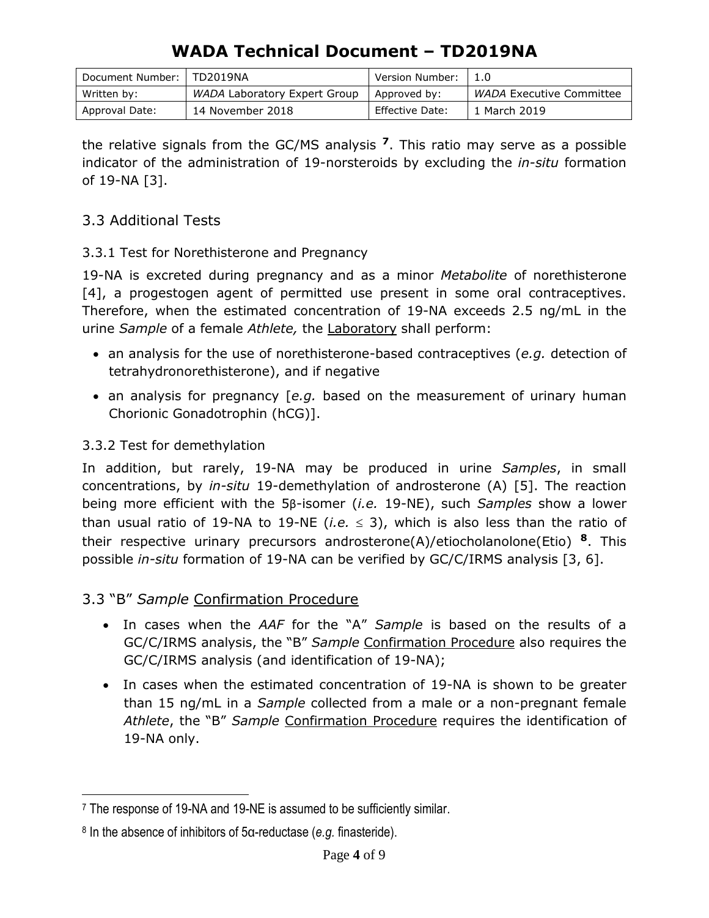the relative signals from the GC/MS analysis [7]. This ratio may serve as a possible indicator of the administration of 19-norsteroids by excluding the *in-situ* formation of 19-NA [3].

## 3.3 Additional Tests

### 3.3.1 Test for Norethisterone and Pregnancy

19-NA is excreted during pregnancy and as a minor *Metabolite* of norethisterone [4], a progestogen agent of permitted use present in some oral contraceptives. Therefore, when the estimated concentration of 19-NA exceeds 2.5 ng/mL in the urine *Sample* of a female *Athlete,* the Laboratory shall perform:

- an analysis for the use of norethisterone-based contraceptives (*e.g.* detection of tetrahydronorethisterone), and if negative
- an analysis for pregnancy [*e.g.* based on the measurement of urinary human Chorionic Gonadotrophin (hCG)].

### 3.3.2 Test for demethylation

In addition, but rarely, 19-NA may be produced in urine *Samples*, in small concentrations, by *in-situ* 19-demethylation of androsterone (A) [5]. The reaction being more efficient with the 5β-isomer (*i.e.* 19-NE), such *Samples* show a lower than usual ratio of 19-NA to 19-NE (*i.e.* $\leq 3$), which is also less than the ratio of their respective urinary precursors androsterone(A)/etiocholanolone(Etio) [8]. This possible *in-situ* formation of 19-NA can be verified by GC/C/IRMS analysis [3, 6].

## 3.3 "B" *Sample* Confirmation Procedure

- In cases when the *AAF* for the "A" *Sample* is based on the results of a GC/C/IRMS analysis, the "B" *Sample* Confirmation Procedure also requires the GC/C/IRMS analysis (and identification of 19-NA);
- In cases when the estimated concentration of 19-NA is shown to be greater than 15 ng/mL in a *Sample* collected from a male or a non-pregnant female *Athlete*, the "B" *Sample* Confirmation Procedure requires the identification of 19-NA only.

---

[7] The response of 19-NA and 19-NE is assumed to be sufficiently similar.

[8] In the absence of inhibitors of 5α-reductase (*e.g.* finasteride).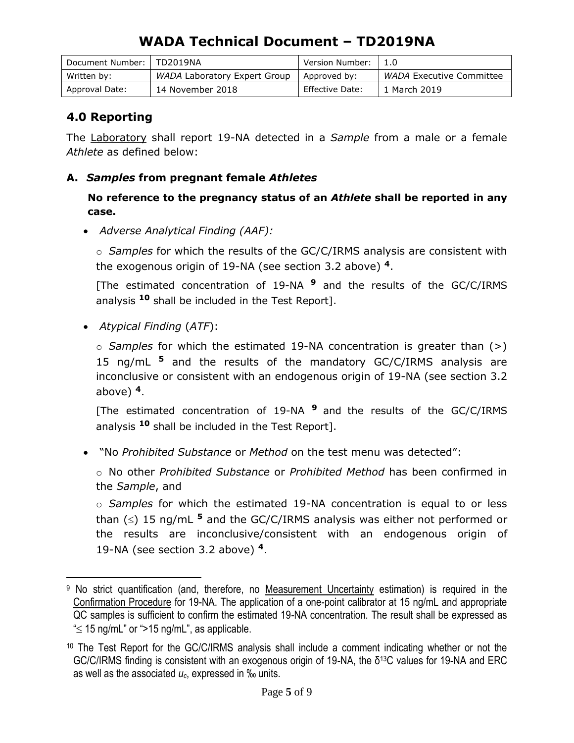## 4.0 Reporting

The Laboratory shall report 19-NA detected in a *Sample* from a male or a female *Athlete* as defined below:

### A. *Samples* from pregnant female *Athletes*

**No reference to the pregnancy status of an *Athlete* shall be reported in any case.**

- *Adverse Analytical Finding (AAF):*
  - *Samples* for which the results of the GC/C/IRMS analysis are consistent with the exogenous origin of 19-NA (see section 3.2 above) [4].

  [The estimated concentration of 19-NA [9] and the results of the GC/C/IRMS analysis [10] shall be included in the Test Report].

- *Atypical Finding* (*ATF*):
  - *Samples* for which the estimated 19-NA concentration is greater than (>) 15 ng/mL [5] and the results of the mandatory GC/C/IRMS analysis are inconclusive or consistent with an endogenous origin of 19-NA (see section 3.2 above) [4].

  [The estimated concentration of 19-NA [9] and the results of the GC/C/IRMS analysis [10] shall be included in the Test Report].

- "No *Prohibited Substance* or *Method* on the test menu was detected":
  - No other *Prohibited Substance* or *Prohibited Method* has been confirmed in the *Sample*, and
  - *Samples* for which the estimated 19-NA concentration is equal to or less than (≤) 15 ng/mL [5] and the GC/C/IRMS analysis was either not performed or the results are inconclusive/consistent with an endogenous origin of 19-NA (see section 3.2 above) [4].

---

[9] No strict quantification (and, therefore, no Measurement Uncertainty estimation) is required in the Confirmation Procedure for 19-NA. The application of a one-point calibrator at 15 ng/mL and appropriate QC samples is sufficient to confirm the estimated 19-NA concentration. The result shall be expressed as "≤ 15 ng/mL" or ">15 ng/mL", as applicable.

[10] The Test Report for the GC/C/IRMS analysis shall include a comment indicating whether or not the GC/C/IRMS finding is consistent with an exogenous origin of 19-NA, the $\delta^{13}C$ values for 19-NA and ERC as well as the associated $u_c$, expressed in ‰ units.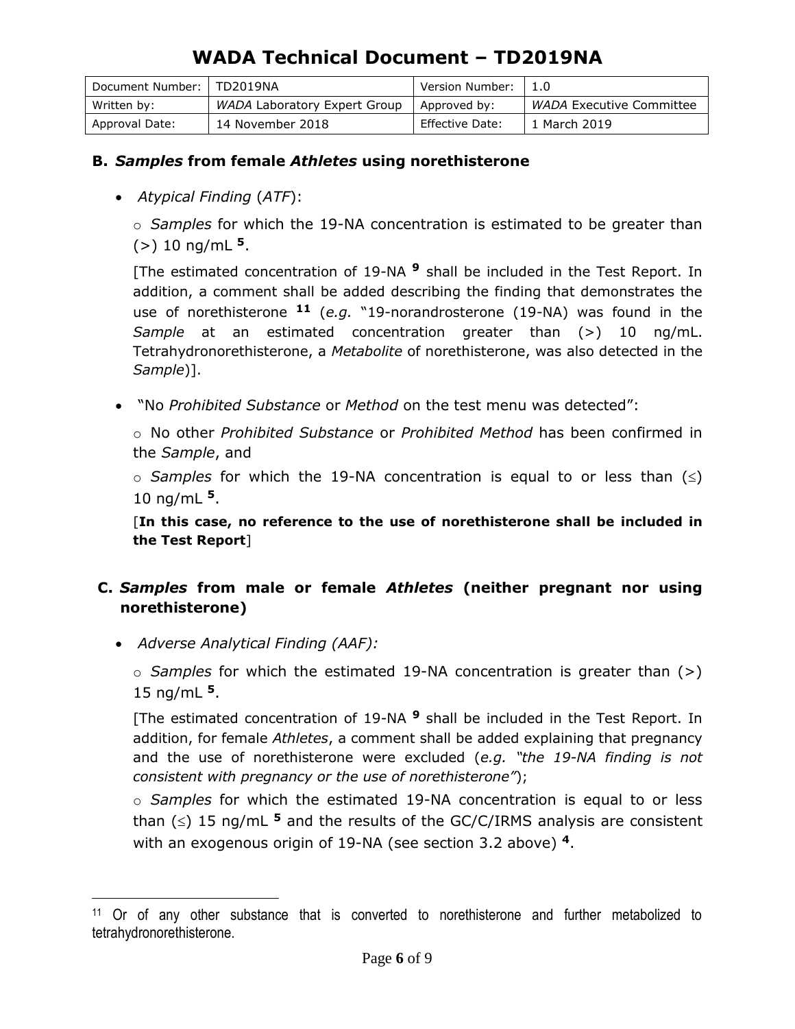### B. *Samples* from female *Athletes* using norethisterone

- *Atypical Finding* (*ATF*):

  ○ *Samples* for which the 19-NA concentration is estimated to be greater than (>) 10 ng/mL [5].

  [The estimated concentration of 19-NA [9] shall be included in the Test Report. In addition, a comment shall be added describing the finding that demonstrates the use of norethisterone [11] (*e.g.* "19-norandrosterone (19-NA) was found in the *Sample* at an estimated concentration greater than (>) 10 ng/mL. Tetrahydronorethisterone, a *Metabolite* of norethisterone, was also detected in the *Sample*)].

- "No *Prohibited Substance* or *Method* on the test menu was detected":

  ○ No other *Prohibited Substance* or *Prohibited Method* has been confirmed in the *Sample*, and

  ○ *Samples* for which the 19-NA concentration is equal to or less than (≤) 10 ng/mL [5].

  [**In this case, no reference to the use of norethisterone shall be included in the Test Report**]

### C. *Samples* from male or female *Athletes* (neither pregnant nor using norethisterone)

- *Adverse Analytical Finding (AAF):*

  ○ *Samples* for which the estimated 19-NA concentration is greater than (>) 15 ng/mL [5].

  [The estimated concentration of 19-NA [9] shall be included in the Test Report. In addition, for female *Athletes*, a comment shall be added explaining that pregnancy and the use of norethisterone were excluded (*e.g. "the 19-NA finding is not consistent with pregnancy or the use of norethisterone"*);

  ○ *Samples* for which the estimated 19-NA concentration is equal to or less than (≤) 15 ng/mL [5] and the results of the GC/C/IRMS analysis are consistent with an exogenous origin of 19-NA (see section 3.2 above) [4].

---

[11] Or of any other substance that is converted to norethisterone and further metabolized to tetrahydronorethisterone.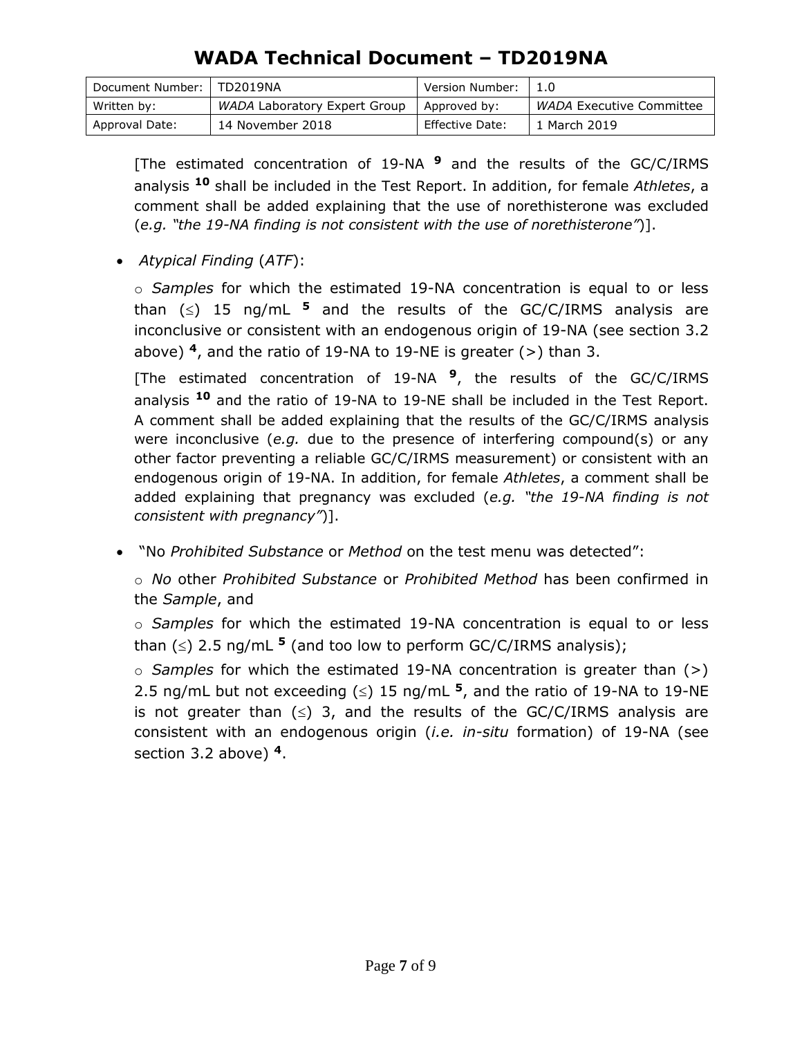[The estimated concentration of 19-NA [9] and the results of the GC/C/IRMS analysis [10] shall be included in the Test Report. In addition, for female *Athletes*, a comment shall be added explaining that the use of norethisterone was excluded (*e.g. "the 19-NA finding is not consistent with the use of norethisterone"*)].

- *Atypical Finding* (*ATF*):

  ○ *Samples* for which the estimated 19-NA concentration is equal to or less than (≤) 15 ng/mL [5] and the results of the GC/C/IRMS analysis are inconclusive or consistent with an endogenous origin of 19-NA (see section 3.2 above) [4], and the ratio of 19-NA to 19-NE is greater (>) than 3.

  [The estimated concentration of 19-NA [9], the results of the GC/C/IRMS analysis [10] and the ratio of 19-NA to 19-NE shall be included in the Test Report. A comment shall be added explaining that the results of the GC/C/IRMS analysis were inconclusive (*e.g.* due to the presence of interfering compound(s) or any other factor preventing a reliable GC/C/IRMS measurement) or consistent with an endogenous origin of 19-NA. In addition, for female *Athletes*, a comment shall be added explaining that pregnancy was excluded (*e.g. "the 19-NA finding is not consistent with pregnancy"*)].

- "No *Prohibited Substance* or *Method* on the test menu was detected":

  ○ *No* other *Prohibited Substance* or *Prohibited Method* has been confirmed in the *Sample*, and

  ○ *Samples* for which the estimated 19-NA concentration is equal to or less than (≤) 2.5 ng/mL [5] (and too low to perform GC/C/IRMS analysis);

  ○ *Samples* for which the estimated 19-NA concentration is greater than (>) 2.5 ng/mL but not exceeding (≤) 15 ng/mL [5], and the ratio of 19-NA to 19-NE is not greater than (≤) 3, and the results of the GC/C/IRMS analysis are consistent with an endogenous origin (*i.e. in-situ* formation) of 19-NA (see section 3.2 above) [4].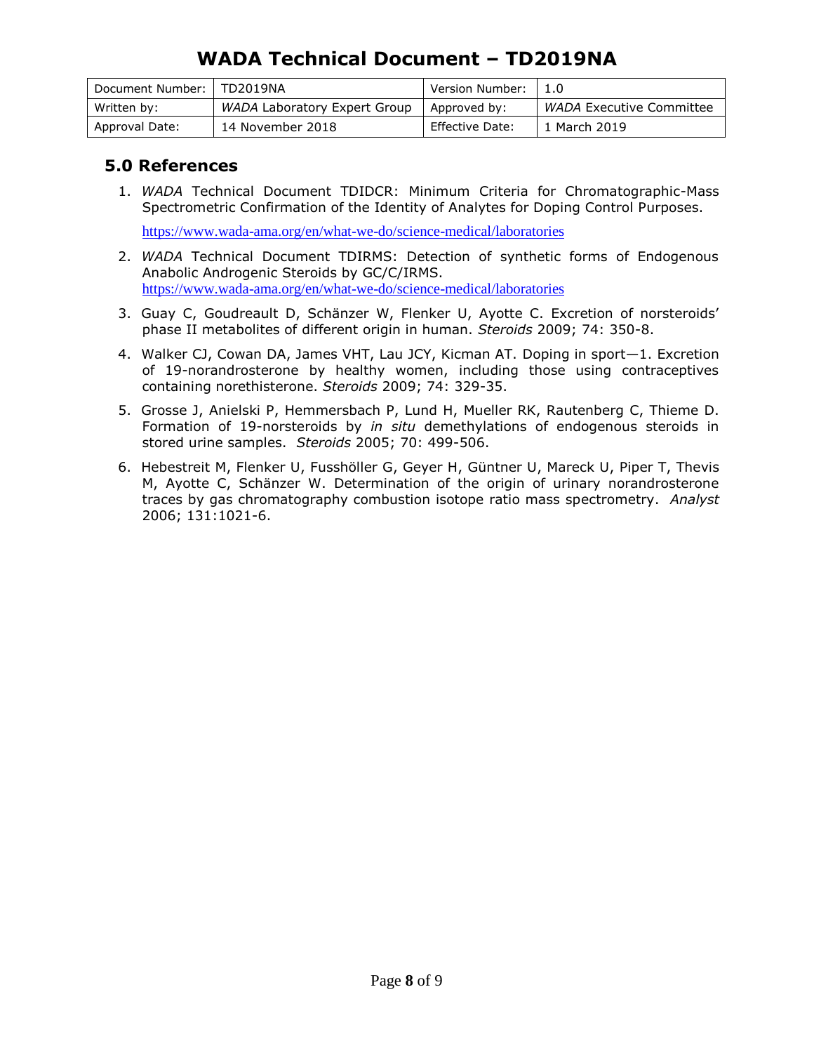## 5.0 References

1. *WADA* Technical Document TDIDCR: Minimum Criteria for Chromatographic-Mass Spectrometric Confirmation of the Identity of Analytes for Doping Control Purposes.

   https://www.wada-ama.org/en/what-we-do/science-medical/laboratories

2. *WADA* Technical Document TDIRMS: Detection of synthetic forms of Endogenous Anabolic Androgenic Steroids by GC/C/IRMS.
   https://www.wada-ama.org/en/what-we-do/science-medical/laboratories

3. Guay C, Goudreault D, Schänzer W, Flenker U, Ayotte C. Excretion of norsteroids' phase II metabolites of different origin in human. *Steroids* 2009; 74: 350-8.

4. Walker CJ, Cowan DA, James VHT, Lau JCY, Kicman AT. Doping in sport—1. Excretion of 19-norandrosterone by healthy women, including those using contraceptives containing norethisterone. *Steroids* 2009; 74: 329-35.

5. Grosse J, Anielski P, Hemmersbach P, Lund H, Mueller RK, Rautenberg C, Thieme D. Formation of 19-norsteroids by *in situ* demethylations of endogenous steroids in stored urine samples. *Steroids* 2005; 70: 499-506.

6. Hebestreit M, Flenker U, Fusshöller G, Geyer H, Güntner U, Mareck U, Piper T, Thevis M, Ayotte C, Schänzer W. Determination of the origin of urinary norandrosterone traces by gas chromatography combustion isotope ratio mass spectrometry. *Analyst* 2006; 131:1021-6.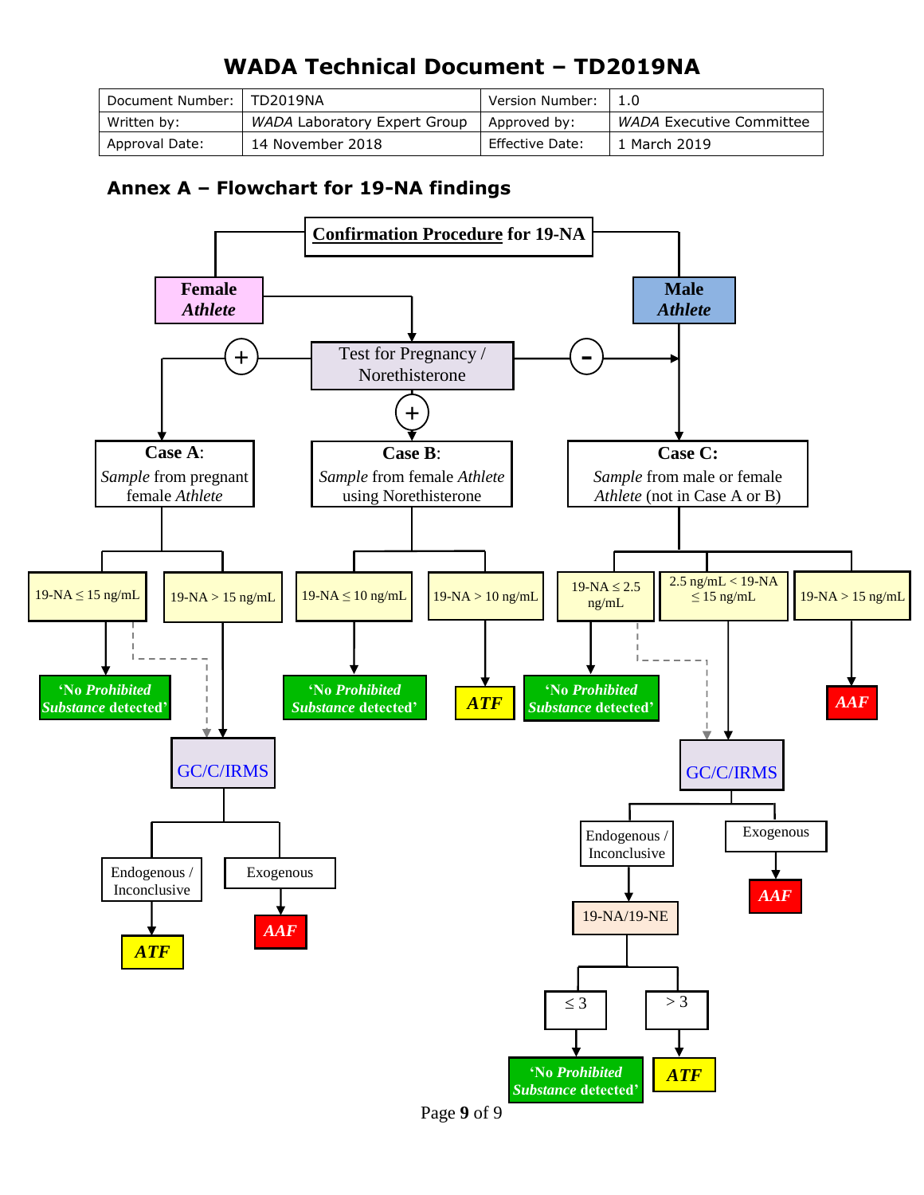# WADA Technical Document – TD2019NA

| Document Number: | TD2019NA | Version Number: | 1.0 |
|---|---|---|---|
| Written by: | *WADA* Laboratory Expert Group | Approved by: | *WADA* Executive Committee |
| Approval Date: | 14 November 2018 | Effective Date: | 1 March 2019 |

## Annex A – Flowchart for 19-NA findings

**Confirmation Procedure for 19-NA**

**Female *Athlete***

**Male *Athlete***

Test for Pregnancy / Norethisterone

+

-

+

**Case A**: *Sample* from pregnant female *Athlete*

**Case B**: *Sample* from female *Athlete* using Norethisterone

**Case C:** *Sample* from male or female *Athlete* (not in Case A or B)

19-NA ≤ 15 ng/mL

19-NA > 15 ng/mL

19-NA ≤ 10 ng/mL

19-NA > 10 ng/mL

19-NA ≤ 2.5 ng/mL

2.5 ng/mL < 19-NA ≤ 15 ng/mL

19-NA > 15 ng/mL

**'No *Prohibited Substance* detected'**

**'No *Prohibited Substance* detected'**

***ATF***

**'No *Prohibited Substance* detected'**

***AAF***

GC/C/IRMS

GC/C/IRMS

Endogenous / Inconclusive

Exogenous

***ATF***

***AAF***

Endogenous / Inconclusive

Exogenous

***AAF***

19-NA/19-NE

≤ 3

> 3

**'No *Prohibited Substance* detected'**

***ATF***